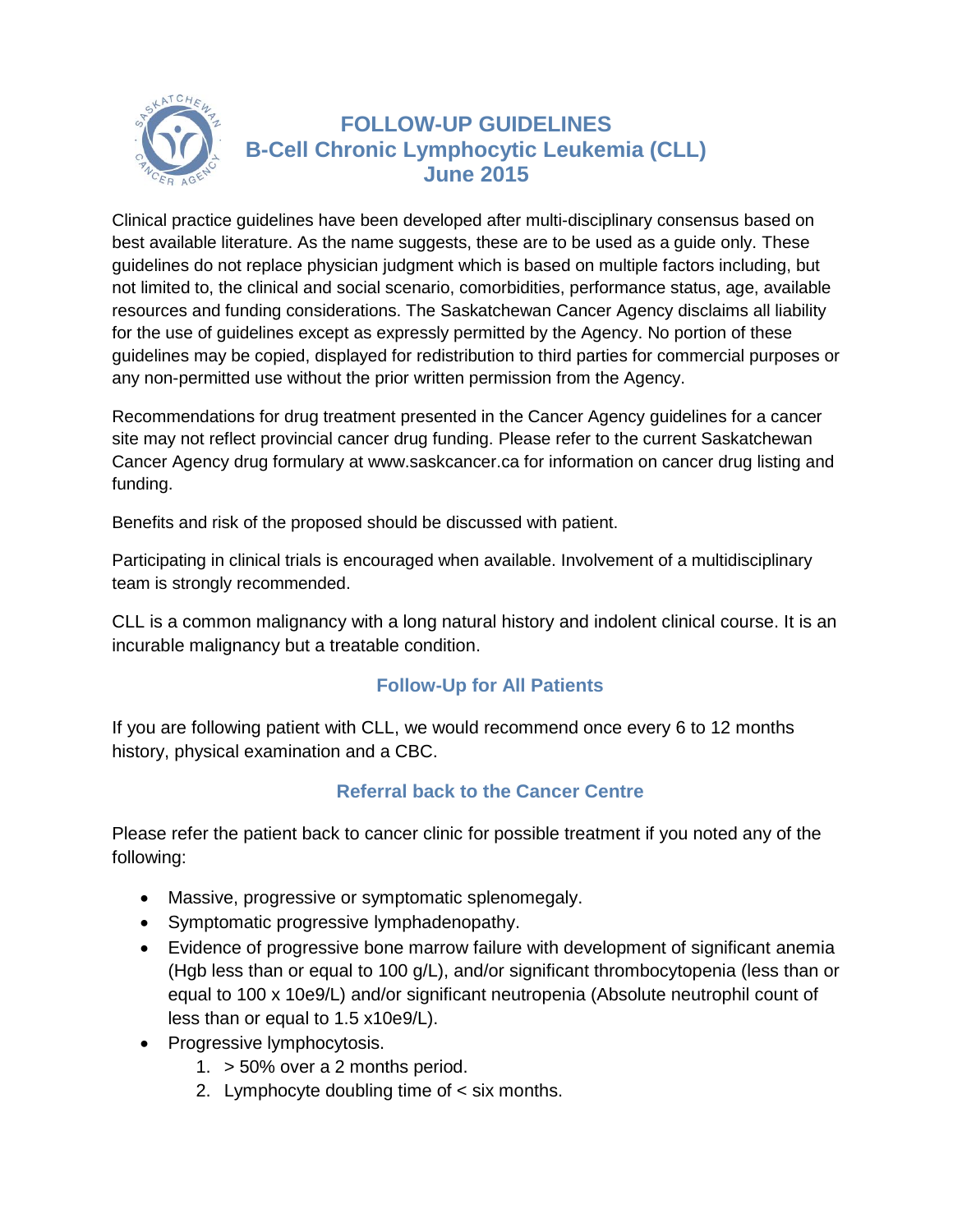# FOLLOW-UP GUIDELINES
# B-Cell Chronic Lymphocytic Leukemia (CLL)
# June 2015

Clinical practice guidelines have been developed after multi-disciplinary consensus based on best available literature. As the name suggests, these are to be used as a guide only. These guidelines do not replace physician judgment which is based on multiple factors including, but not limited to, the clinical and social scenario, comorbidities, performance status, age, available resources and funding considerations. The Saskatchewan Cancer Agency disclaims all liability for the use of guidelines except as expressly permitted by the Agency. No portion of these guidelines may be copied, displayed for redistribution to third parties for commercial purposes or any non-permitted use without the prior written permission from the Agency.

Recommendations for drug treatment presented in the Cancer Agency guidelines for a cancer site may not reflect provincial cancer drug funding. Please refer to the current Saskatchewan Cancer Agency drug formulary at www.saskcancer.ca for information on cancer drug listing and funding.

Benefits and risk of the proposed should be discussed with patient.

Participating in clinical trials is encouraged when available. Involvement of a multidisciplinary team is strongly recommended.

CLL is a common malignancy with a long natural history and indolent clinical course. It is an incurable malignancy but a treatable condition.

## Follow-Up for All Patients

If you are following patient with CLL, we would recommend once every 6 to 12 months history, physical examination and a CBC.

## Referral back to the Cancer Centre

Please refer the patient back to cancer clinic for possible treatment if you noted any of the following:

- Massive, progressive or symptomatic splenomegaly.
- Symptomatic progressive lymphadenopathy.
- Evidence of progressive bone marrow failure with development of significant anemia (Hgb less than or equal to 100 g/L), and/or significant thrombocytopenia (less than or equal to 100 x 10e9/L) and/or significant neutropenia (Absolute neutrophil count of less than or equal to 1.5 x10e9/L).
- Progressive lymphocytosis.
  1. > 50% over a 2 months period.
  2. Lymphocyte doubling time of < six months.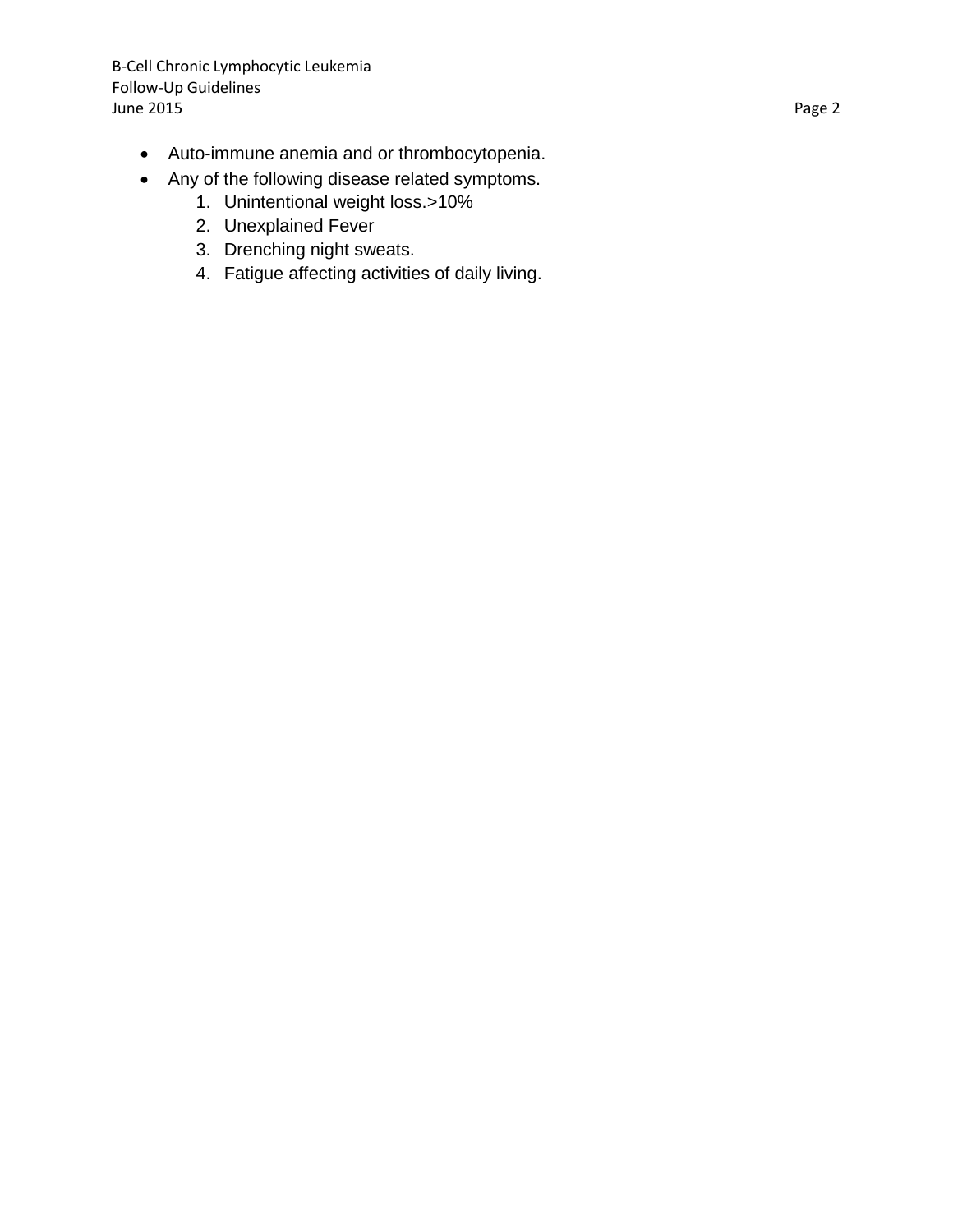- Auto-immune anemia and or thrombocytopenia.
- Any of the following disease related symptoms.
    1. Unintentional weight loss.>10%
    2. Unexplained Fever
    3. Drenching night sweats.
    4. Fatigue affecting activities of daily living.